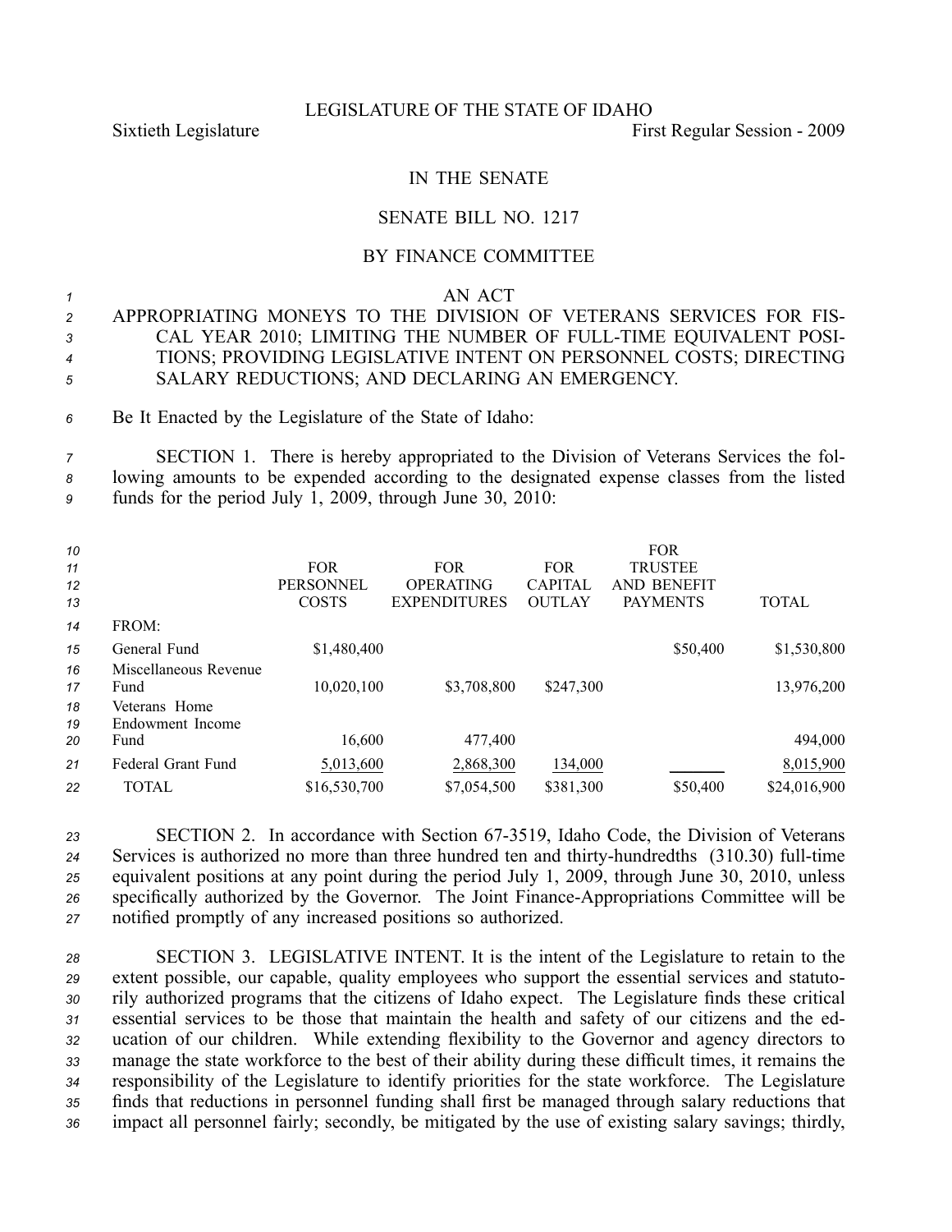LEGISLATURE OF THE STATE OF IDAHO

Sixtieth Legislature First Regular Session - 2009

IN THE SENATE

SENATE BILL NO. 1217

BY FINANCE COMMITTEE

AN ACT

APPROPRIATING MONEYS TO THE DIVISION OF VETERANS SERVICES FOR FISCAL YEAR 2010; LIMITING THE NUMBER OF FULL-TIME EQUIVALENT POSITIONS; PROVIDING LEGISLATIVE INTENT ON PERSONNEL COSTS; DIRECTING SALARY REDUCTIONS; AND DECLARING AN EMERGENCY.

Be It Enacted by the Legislature of the State of Idaho:

SECTION 1. There is hereby appropriated to the Division of Veterans Services the following amounts to be expended according to the designated expense classes from the listed funds for the period July 1, 2009, through June 30, 2010:

| | FOR PERSONNEL COSTS | FOR OPERATING EXPENDITURES | FOR CAPITAL OUTLAY | FOR TRUSTEE AND BENEFIT PAYMENTS | TOTAL |
|---|---|---|---|---|---|
| FROM: | | | | | |
| General Fund | $1,480,400 | | | $50,400 | $1,530,800 |
| Miscellaneous Revenue Fund | 10,020,100 | $3,708,800 | $247,300 | | 13,976,200 |
| Veterans Home Endowment Income Fund | 16,600 | 477,400 | | | 494,000 |
| Federal Grant Fund | 5,013,600 | 2,868,300 | 134,000 | | 8,015,900 |
| TOTAL | $16,530,700 | $7,054,500 | $381,300 | $50,400 | $24,016,900 |

SECTION 2. In accordance with Section 67-3519, Idaho Code, the Division of Veterans Services is authorized no more than three hundred ten and thirty-hundredths (310.30) full-time equivalent positions at any point during the period July 1, 2009, through June 30, 2010, unless specifically authorized by the Governor. The Joint Finance-Appropriations Committee will be notified promptly of any increased positions so authorized.

SECTION 3. LEGISLATIVE INTENT. It is the intent of the Legislature to retain to the extent possible, our capable, quality employees who support the essential services and statutorily authorized programs that the citizens of Idaho expect. The Legislature finds these critical essential services to be those that maintain the health and safety of our citizens and the education of our children. While extending flexibility to the Governor and agency directors to manage the state workforce to the best of their ability during these difficult times, it remains the responsibility of the Legislature to identify priorities for the state workforce. The Legislature finds that reductions in personnel funding shall first be managed through salary reductions that impact all personnel fairly; secondly, be mitigated by the use of existing salary savings; thirdly,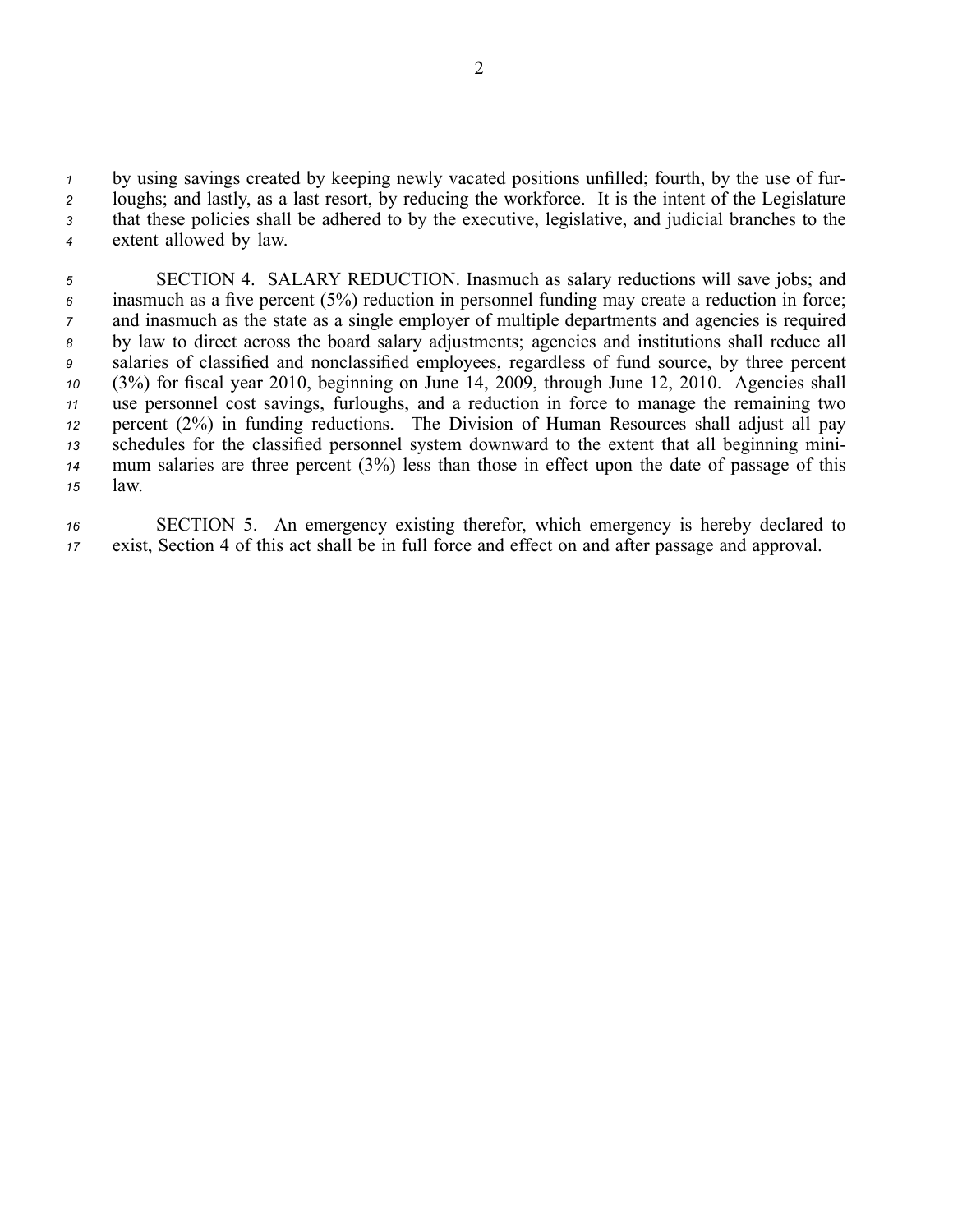by using savings created by keeping newly vacated positions unfilled; fourth, by the use of furloughs; and lastly, as a last resort, by reducing the workforce. It is the intent of the Legislature that these policies shall be adhered to by the executive, legislative, and judicial branches to the extent allowed by law.

SECTION 4. SALARY REDUCTION. Inasmuch as salary reductions will save jobs; and inasmuch as a five percent (5%) reduction in personnel funding may create a reduction in force; and inasmuch as the state as a single employer of multiple departments and agencies is required by law to direct across the board salary adjustments; agencies and institutions shall reduce all salaries of classified and nonclassified employees, regardless of fund source, by three percent (3%) for fiscal year 2010, beginning on June 14, 2009, through June 12, 2010. Agencies shall use personnel cost savings, furloughs, and a reduction in force to manage the remaining two percent (2%) in funding reductions. The Division of Human Resources shall adjust all pay schedules for the classified personnel system downward to the extent that all beginning minimum salaries are three percent (3%) less than those in effect upon the date of passage of this law.

SECTION 5. An emergency existing therefor, which emergency is hereby declared to exist, Section 4 of this act shall be in full force and effect on and after passage and approval.